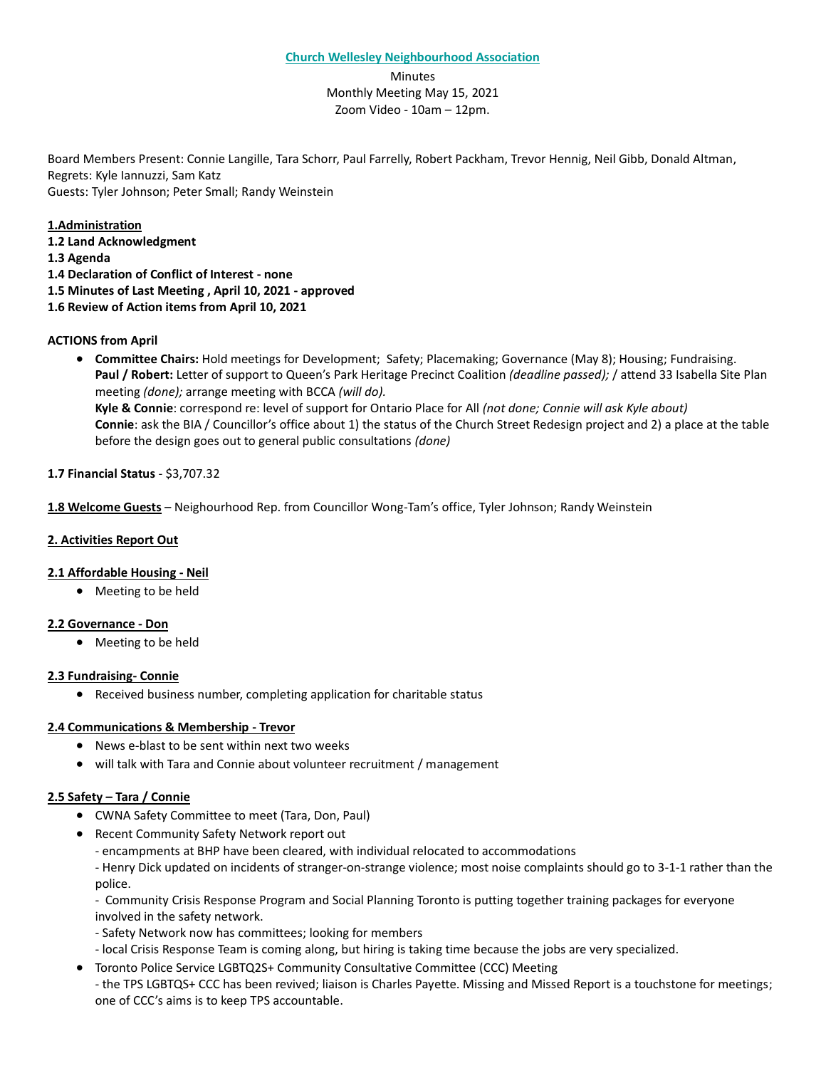**Church Wellesley Neighbourhood Association**

Minutes
Monthly Meeting May 15, 2021
Zoom Video - 10am – 12pm.

Board Members Present: Connie Langille, Tara Schorr, Paul Farrelly, Robert Packham, Trevor Hennig, Neil Gibb, Donald Altman,
Regrets: Kyle Iannuzzi, Sam Katz
Guests: Tyler Johnson; Peter Small; Randy Weinstein

**1.Administration**

**1.2 Land Acknowledgment**

**1.3 Agenda**

**1.4 Declaration of Conflict of Interest - none**

**1.5 Minutes of Last Meeting , April 10, 2021 - approved**

**1.6 Review of Action items from April 10, 2021**

**ACTIONS from April**

- **Committee Chairs:** Hold meetings for Development; Safety; Placemaking; Governance (May 8); Housing; Fundraising.
  **Paul / Robert:** Letter of support to Queen's Park Heritage Precinct Coalition *(deadline passed);* / attend 33 Isabella Site Plan meeting *(done);* arrange meeting with BCCA *(will do).*
  **Kyle & Connie**: correspond re: level of support for Ontario Place for All *(not done; Connie will ask Kyle about)*
  **Connie**: ask the BIA / Councillor's office about 1) the status of the Church Street Redesign project and 2) a place at the table before the design goes out to general public consultations *(done)*

**1.7 Financial Status** - $3,707.32

**1.8 Welcome Guests** – Neighourhood Rep. from Councillor Wong-Tam's office, Tyler Johnson; Randy Weinstein

**2. Activities Report Out**

**2.1 Affordable Housing - Neil**

- Meeting to be held

**2.2 Governance - Don**

- Meeting to be held

**2.3 Fundraising- Connie**

- Received business number, completing application for charitable status

**2.4 Communications & Membership - Trevor**

- News e-blast to be sent within next two weeks
- will talk with Tara and Connie about volunteer recruitment / management

**2.5 Safety – Tara / Connie**

- CWNA Safety Committee to meet (Tara, Don, Paul)
- Recent Community Safety Network report out
  - encampments at BHP have been cleared, with individual relocated to accommodations
  - Henry Dick updated on incidents of stranger-on-strange violence; most noise complaints should go to 3-1-1 rather than the police.
  - Community Crisis Response Program and Social Planning Toronto is putting together training packages for everyone involved in the safety network.
  - Safety Network now has committees; looking for members
  - local Crisis Response Team is coming along, but hiring is taking time because the jobs are very specialized.
- Toronto Police Service LGBTQ2S+ Community Consultative Committee (CCC) Meeting
  - the TPS LGBTQS+ CCC has been revived; liaison is Charles Payette. Missing and Missed Report is a touchstone for meetings; one of CCC's aims is to keep TPS accountable.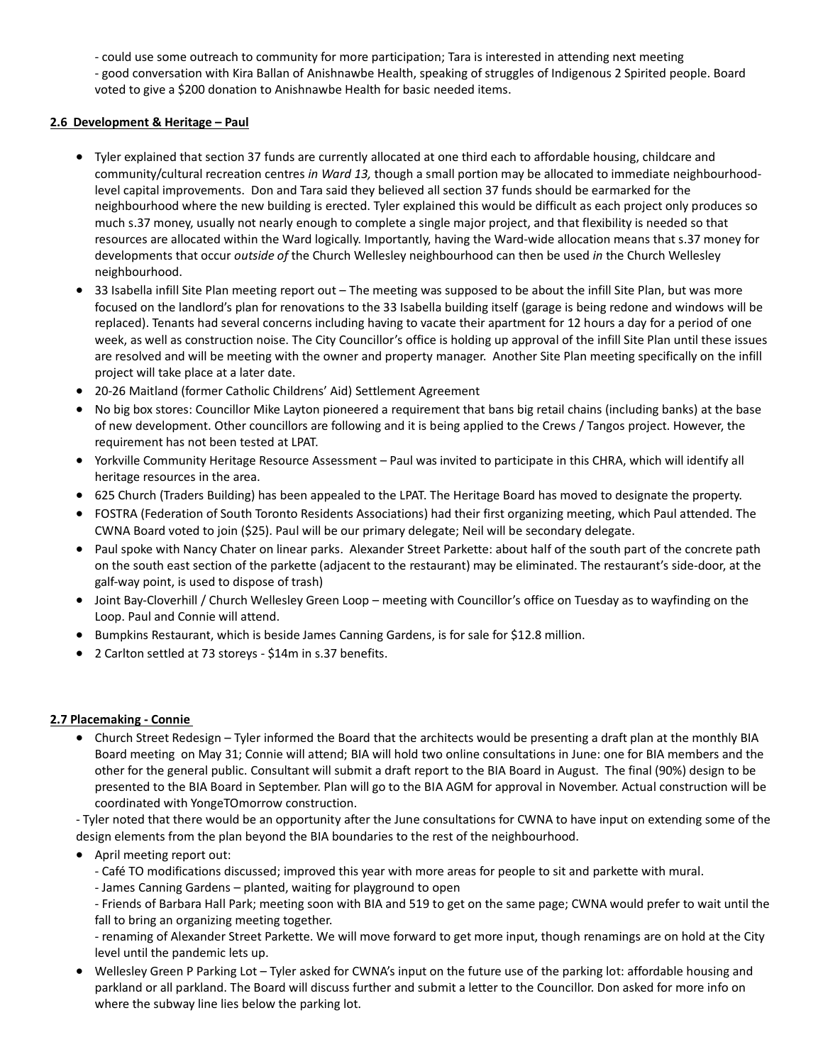- could use some outreach to community for more participation; Tara is interested in attending next meeting
- good conversation with Kira Ballan of Anishnawbe Health, speaking of struggles of Indigenous 2 Spirited people. Board voted to give a $200 donation to Anishnawbe Health for basic needed items.

**2.6 Development & Heritage – Paul**

- Tyler explained that section 37 funds are currently allocated at one third each to affordable housing, childcare and community/cultural recreation centres *in Ward 13,* though a small portion may be allocated to immediate neighbourhood-level capital improvements. Don and Tara said they believed all section 37 funds should be earmarked for the neighbourhood where the new building is erected. Tyler explained this would be difficult as each project only produces so much s.37 money, usually not nearly enough to complete a single major project, and that flexibility is needed so that resources are allocated within the Ward logically. Importantly, having the Ward-wide allocation means that s.37 money for developments that occur *outside of* the Church Wellesley neighbourhood can then be used *in* the Church Wellesley neighbourhood.
- 33 Isabella infill Site Plan meeting report out – The meeting was supposed to be about the infill Site Plan, but was more focused on the landlord's plan for renovations to the 33 Isabella building itself (garage is being redone and windows will be replaced). Tenants had several concerns including having to vacate their apartment for 12 hours a day for a period of one week, as well as construction noise. The City Councillor's office is holding up approval of the infill Site Plan until these issues are resolved and will be meeting with the owner and property manager. Another Site Plan meeting specifically on the infill project will take place at a later date.
- 20-26 Maitland (former Catholic Childrens' Aid) Settlement Agreement
- No big box stores: Councillor Mike Layton pioneered a requirement that bans big retail chains (including banks) at the base of new development. Other councillors are following and it is being applied to the Crews / Tangos project. However, the requirement has not been tested at LPAT.
- Yorkville Community Heritage Resource Assessment – Paul was invited to participate in this CHRA, which will identify all heritage resources in the area.
- 625 Church (Traders Building) has been appealed to the LPAT. The Heritage Board has moved to designate the property.
- FOSTRA (Federation of South Toronto Residents Associations) had their first organizing meeting, which Paul attended. The CWNA Board voted to join ($25). Paul will be our primary delegate; Neil will be secondary delegate.
- Paul spoke with Nancy Chater on linear parks. Alexander Street Parkette: about half of the south part of the concrete path on the south east section of the parkette (adjacent to the restaurant) may be eliminated. The restaurant's side-door, at the galf-way point, is used to dispose of trash)
- Joint Bay-Cloverhill / Church Wellesley Green Loop – meeting with Councillor's office on Tuesday as to wayfinding on the Loop. Paul and Connie will attend.
- Bumpkins Restaurant, which is beside James Canning Gardens, is for sale for $12.8 million.
- 2 Carlton settled at 73 storeys - $14m in s.37 benefits.

**2.7 Placemaking - Connie**

- Church Street Redesign – Tyler informed the Board that the architects would be presenting a draft plan at the monthly BIA Board meeting on May 31; Connie will attend; BIA will hold two online consultations in June: one for BIA members and the other for the general public. Consultant will submit a draft report to the BIA Board in August. The final (90%) design to be presented to the BIA Board in September. Plan will go to the BIA AGM for approval in November. Actual construction will be coordinated with YongeTOmorrow construction.
  - Tyler noted that there would be an opportunity after the June consultations for CWNA to have input on extending some of the design elements from the plan beyond the BIA boundaries to the rest of the neighbourhood.
- April meeting report out:
  - Café TO modifications discussed; improved this year with more areas for people to sit and parkette with mural.
  - James Canning Gardens – planted, waiting for playground to open
  - Friends of Barbara Hall Park; meeting soon with BIA and 519 to get on the same page; CWNA would prefer to wait until the fall to bring an organizing meeting together.
  - renaming of Alexander Street Parkette. We will move forward to get more input, though renamings are on hold at the City level until the pandemic lets up.
- Wellesley Green P Parking Lot – Tyler asked for CWNA's input on the future use of the parking lot: affordable housing and parkland or all parkland. The Board will discuss further and submit a letter to the Councillor. Don asked for more info on where the subway line lies below the parking lot.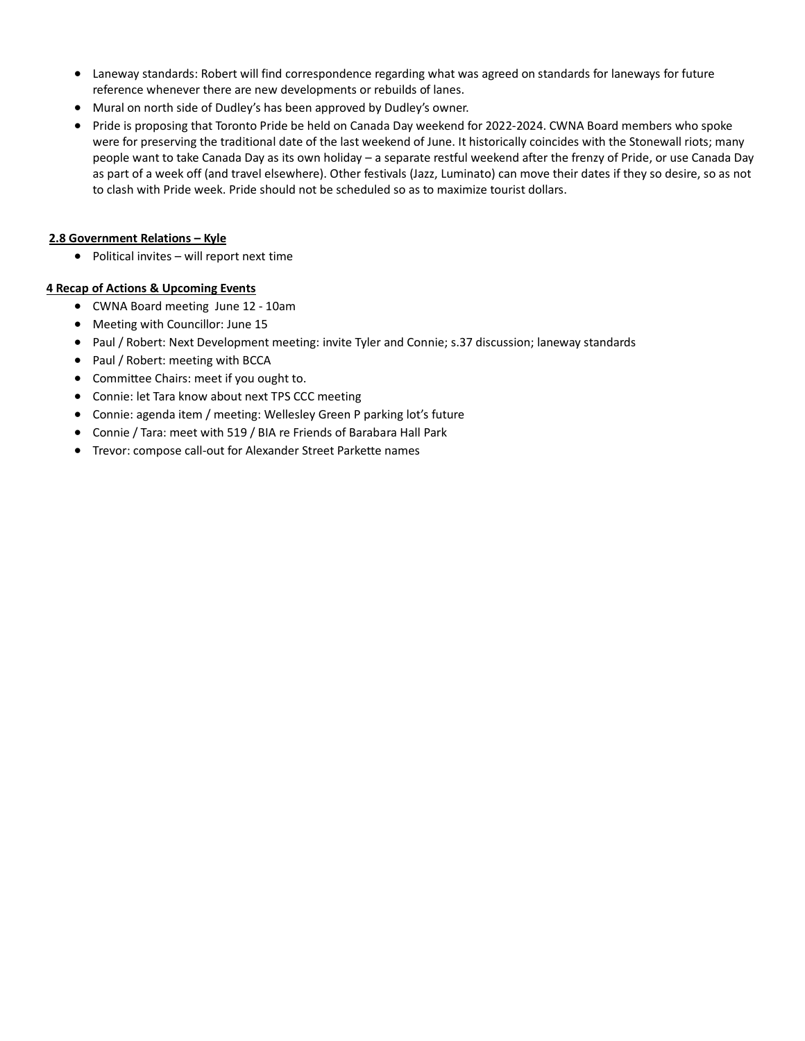- Laneway standards: Robert will find correspondence regarding what was agreed on standards for laneways for future reference whenever there are new developments or rebuilds of lanes.
- Mural on north side of Dudley's has been approved by Dudley's owner.
- Pride is proposing that Toronto Pride be held on Canada Day weekend for 2022-2024. CWNA Board members who spoke were for preserving the traditional date of the last weekend of June. It historically coincides with the Stonewall riots; many people want to take Canada Day as its own holiday – a separate restful weekend after the frenzy of Pride, or use Canada Day as part of a week off (and travel elsewhere). Other festivals (Jazz, Luminato) can move their dates if they so desire, so as not to clash with Pride week. Pride should not be scheduled so as to maximize tourist dollars.

**2.8 Government Relations – Kyle**

- Political invites – will report next time

**4 Recap of Actions & Upcoming Events**

- CWNA Board meeting June 12 - 10am
- Meeting with Councillor: June 15
- Paul / Robert: Next Development meeting: invite Tyler and Connie; s.37 discussion; laneway standards
- Paul / Robert: meeting with BCCA
- Committee Chairs: meet if you ought to.
- Connie: let Tara know about next TPS CCC meeting
- Connie: agenda item / meeting: Wellesley Green P parking lot's future
- Connie / Tara: meet with 519 / BIA re Friends of Barabara Hall Park
- Trevor: compose call-out for Alexander Street Parkette names